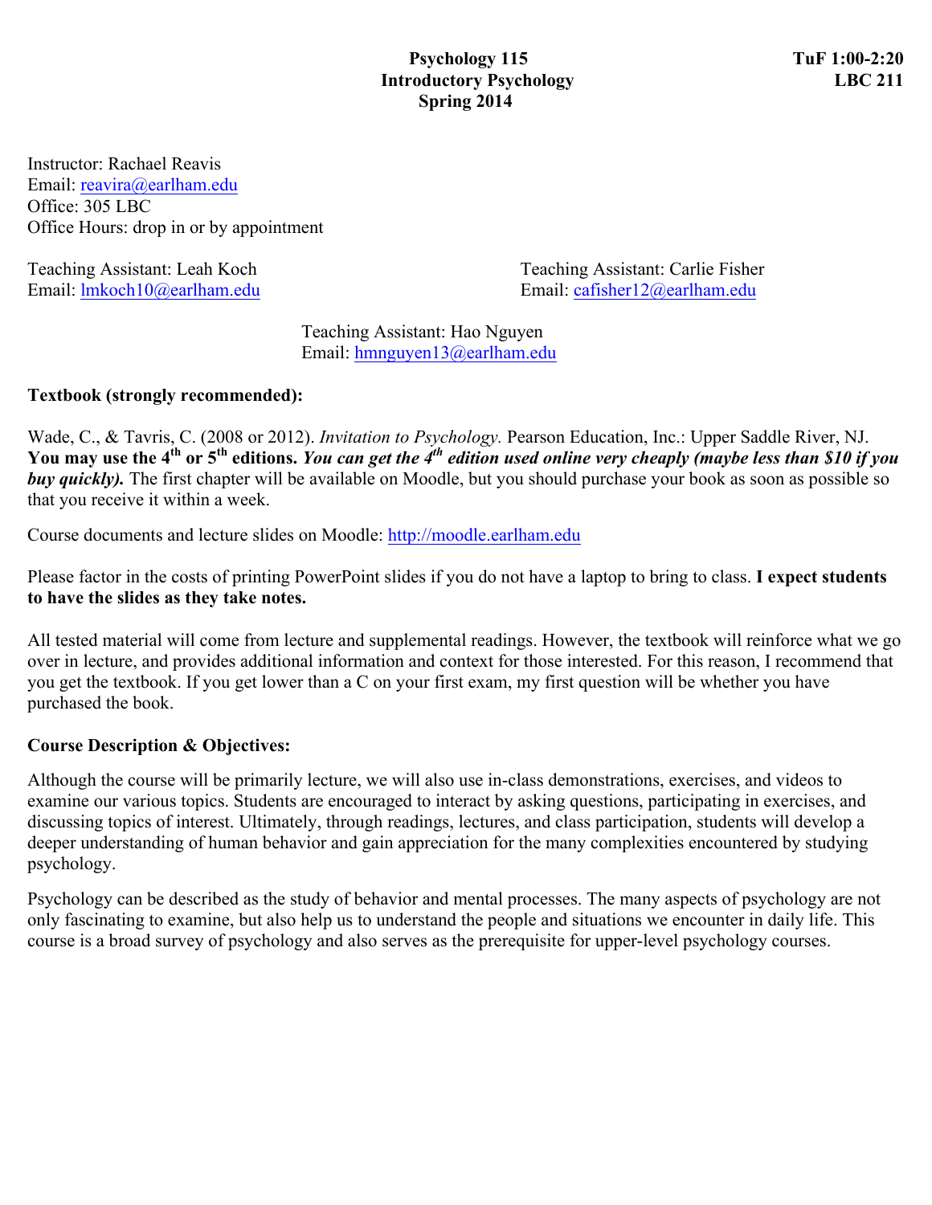# Psychology 115
## Introductory Psychology
### Spring 2014

**TuF 1:00-2:20**
**LBC 211**

Instructor: Rachael Reavis
Email: reavira@earlham.edu
Office: 305 LBC
Office Hours: drop in or by appointment

Teaching Assistant: Leah Koch
Email: lmkoch10@earlham.edu

Teaching Assistant: Carlie Fisher
Email: cafisher12@earlham.edu

Teaching Assistant: Hao Nguyen
Email: hmnguyen13@earlham.edu

**Textbook (strongly recommended):**

Wade, C., & Tavris, C. (2008 or 2012). *Invitation to Psychology.* Pearson Education, Inc.: Upper Saddle River, NJ. **You may use the 4th or 5th editions.** ***You can get the 4th edition used online very cheaply (maybe less than $10 if you buy quickly).*** The first chapter will be available on Moodle, but you should purchase your book as soon as possible so that you receive it within a week.

Course documents and lecture slides on Moodle: http://moodle.earlham.edu

Please factor in the costs of printing PowerPoint slides if you do not have a laptop to bring to class. **I expect students to have the slides as they take notes.**

All tested material will come from lecture and supplemental readings. However, the textbook will reinforce what we go over in lecture, and provides additional information and context for those interested. For this reason, I recommend that you get the textbook. If you get lower than a C on your first exam, my first question will be whether you have purchased the book.

**Course Description & Objectives:**

Although the course will be primarily lecture, we will also use in-class demonstrations, exercises, and videos to examine our various topics. Students are encouraged to interact by asking questions, participating in exercises, and discussing topics of interest. Ultimately, through readings, lectures, and class participation, students will develop a deeper understanding of human behavior and gain appreciation for the many complexities encountered by studying psychology.

Psychology can be described as the study of behavior and mental processes. The many aspects of psychology are not only fascinating to examine, but also help us to understand the people and situations we encounter in daily life. This course is a broad survey of psychology and also serves as the prerequisite for upper-level psychology courses.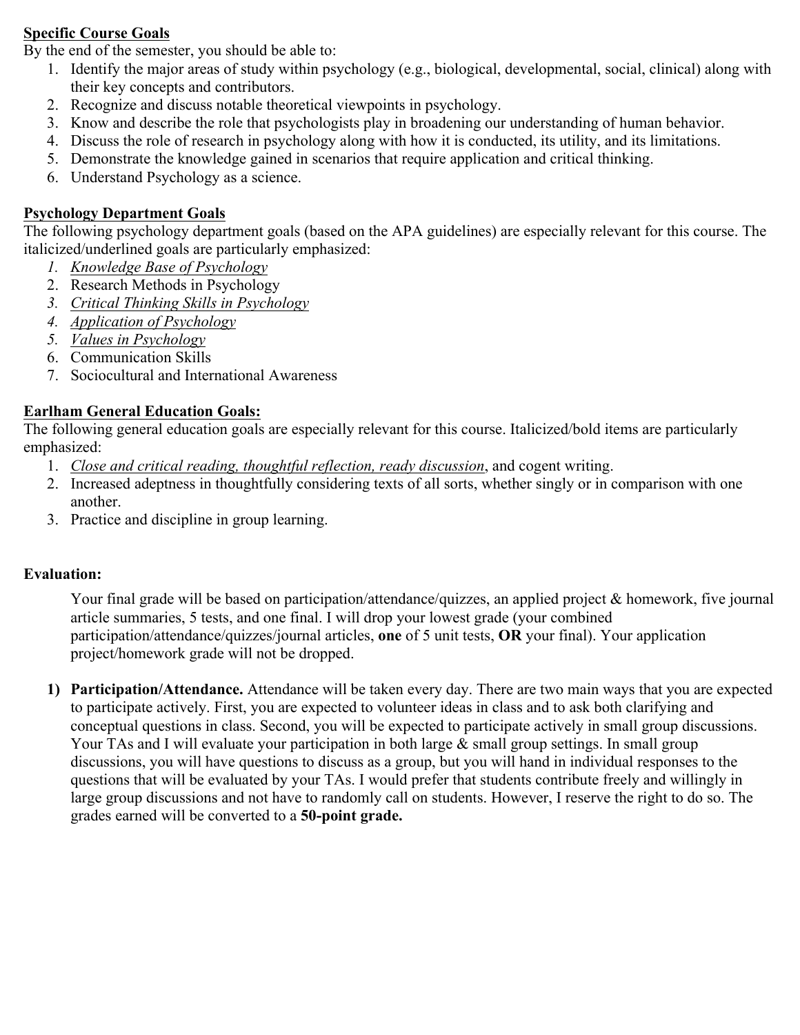**Specific Course Goals**

By the end of the semester, you should be able to:

1. Identify the major areas of study within psychology (e.g., biological, developmental, social, clinical) along with their key concepts and contributors.
2. Recognize and discuss notable theoretical viewpoints in psychology.
3. Know and describe the role that psychologists play in broadening our understanding of human behavior.
4. Discuss the role of research in psychology along with how it is conducted, its utility, and its limitations.
5. Demonstrate the knowledge gained in scenarios that require application and critical thinking.
6. Understand Psychology as a science.

**Psychology Department Goals**

The following psychology department goals (based on the APA guidelines) are especially relevant for this course. The italicized/underlined goals are particularly emphasized:

1. *Knowledge Base of Psychology*
2. Research Methods in Psychology
3. *Critical Thinking Skills in Psychology*
4. *Application of Psychology*
5. *Values in Psychology*
6. Communication Skills
7. Sociocultural and International Awareness

**Earlham General Education Goals:**

The following general education goals are especially relevant for this course. Italicized/bold items are particularly emphasized:

1. *Close and critical reading, thoughtful reflection, ready discussion*, and cogent writing.
2. Increased adeptness in thoughtfully considering texts of all sorts, whether singly or in comparison with one another.
3. Practice and discipline in group learning.

**Evaluation:**

Your final grade will be based on participation/attendance/quizzes, an applied project & homework, five journal article summaries, 5 tests, and one final. I will drop your lowest grade (your combined participation/attendance/quizzes/journal articles, **one** of 5 unit tests, **OR** your final). Your application project/homework grade will not be dropped.

1) **Participation/Attendance.** Attendance will be taken every day. There are two main ways that you are expected to participate actively. First, you are expected to volunteer ideas in class and to ask both clarifying and conceptual questions in class. Second, you will be expected to participate actively in small group discussions. Your TAs and I will evaluate your participation in both large & small group settings. In small group discussions, you will have questions to discuss as a group, but you will hand in individual responses to the questions that will be evaluated by your TAs. I would prefer that students contribute freely and willingly in large group discussions and not have to randomly call on students. However, I reserve the right to do so. The grades earned will be converted to a **50-point grade.**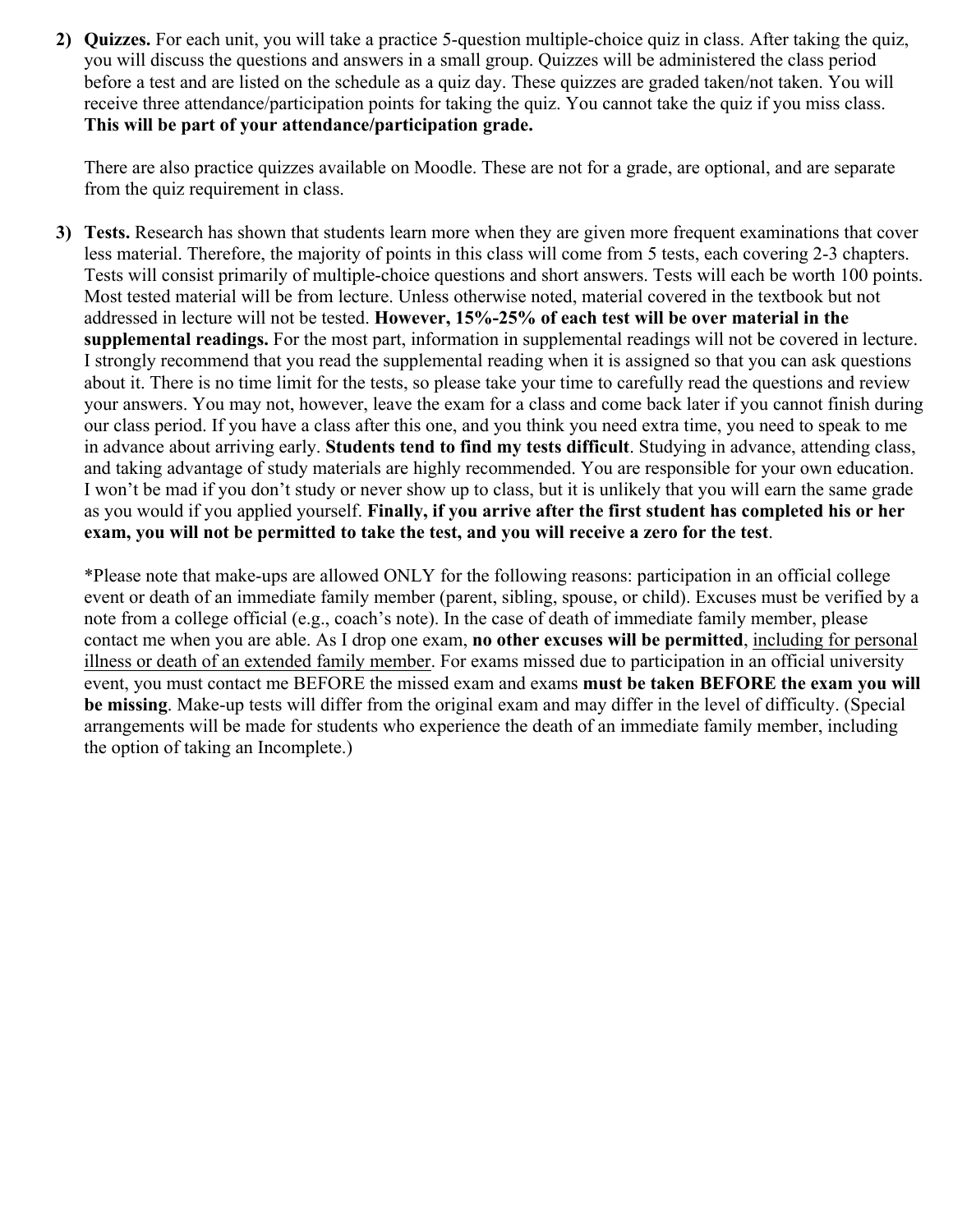2) **Quizzes.** For each unit, you will take a practice 5-question multiple-choice quiz in class. After taking the quiz, you will discuss the questions and answers in a small group. Quizzes will be administered the class period before a test and are listed on the schedule as a quiz day. These quizzes are graded taken/not taken. You will receive three attendance/participation points for taking the quiz. You cannot take the quiz if you miss class. **This will be part of your attendance/participation grade.**

   There are also practice quizzes available on Moodle. These are not for a grade, are optional, and are separate from the quiz requirement in class.

3) **Tests.** Research has shown that students learn more when they are given more frequent examinations that cover less material. Therefore, the majority of points in this class will come from 5 tests, each covering 2-3 chapters. Tests will consist primarily of multiple-choice questions and short answers. Tests will each be worth 100 points. Most tested material will be from lecture. Unless otherwise noted, material covered in the textbook but not addressed in lecture will not be tested. **However, 15%-25% of each test will be over material in the supplemental readings.** For the most part, information in supplemental readings will not be covered in lecture. I strongly recommend that you read the supplemental reading when it is assigned so that you can ask questions about it. There is no time limit for the tests, so please take your time to carefully read the questions and review your answers. You may not, however, leave the exam for a class and come back later if you cannot finish during our class period. If you have a class after this one, and you think you need extra time, you need to speak to me in advance about arriving early. **Students tend to find my tests difficult**. Studying in advance, attending class, and taking advantage of study materials are highly recommended. You are responsible for your own education. I won't be mad if you don't study or never show up to class, but it is unlikely that you will earn the same grade as you would if you applied yourself. **Finally, if you arrive after the first student has completed his or her exam, you will not be permitted to take the test, and you will receive a zero for the test**.

   *Please note that make-ups are allowed ONLY for the following reasons: participation in an official college event or death of an immediate family member (parent, sibling, spouse, or child). Excuses must be verified by a note from a college official (e.g., coach's note). In the case of death of immediate family member, please contact me when you are able. As I drop one exam, **no other excuses will be permitted**, <u>including for personal illness or death of an extended family member</u>. For exams missed due to participation in an official university event, you must contact me BEFORE the missed exam and exams **must be taken BEFORE the exam you will be missing**. Make-up tests will differ from the original exam and may differ in the level of difficulty. (Special arrangements will be made for students who experience the death of an immediate family member, including the option of taking an Incomplete.)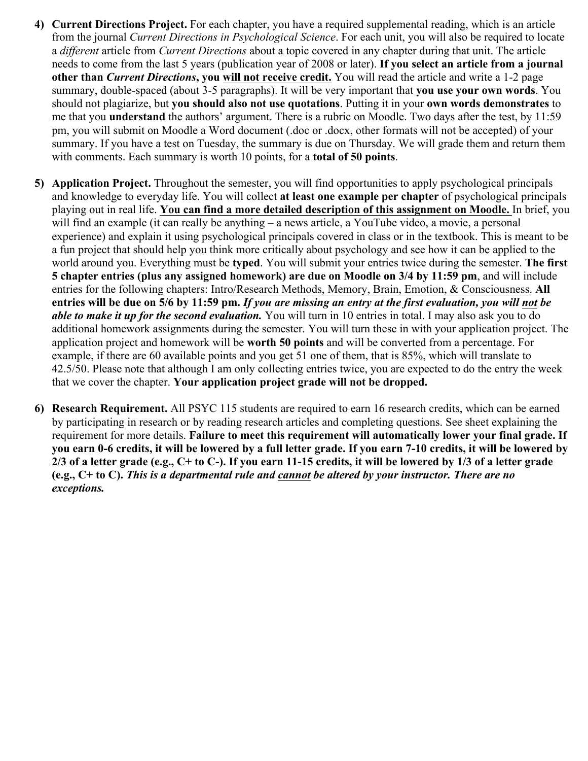4) **Current Directions Project.** For each chapter, you have a required supplemental reading, which is an article from the journal *Current Directions in Psychological Science*. For each unit, you will also be required to locate a *different* article from *Current Directions* about a topic covered in any chapter during that unit. The article needs to come from the last 5 years (publication year of 2008 or later). **If you select an article from a journal other than *Current Directions*, you <u>will not receive credit.</u>** You will read the article and write a 1-2 page summary, double-spaced (about 3-5 paragraphs). It will be very important that **you use your own words**. You should not plagiarize, but **you should also not use quotations**. Putting it in your **own words demonstrates** to me that you **understand** the authors' argument. There is a rubric on Moodle. Two days after the test, by 11:59 pm, you will submit on Moodle a Word document (.doc or .docx, other formats will not be accepted) of your summary. If you have a test on Tuesday, the summary is due on Thursday. We will grade them and return them with comments. Each summary is worth 10 points, for a **total of 50 points**.

5) **Application Project.** Throughout the semester, you will find opportunities to apply psychological principals and knowledge to everyday life. You will collect **at least one example per chapter** of psychological principals playing out in real life. **<u>You can find a more detailed description of this assignment on Moodle.</u>** In brief, you will find an example (it can really be anything – a news article, a YouTube video, a movie, a personal experience) and explain it using psychological principals covered in class or in the textbook. This is meant to be a fun project that should help you think more critically about psychology and see how it can be applied to the world around you. Everything must be **typed**. You will submit your entries twice during the semester. **The first 5 chapter entries (plus any assigned homework) are due on Moodle on 3/4 by 11:59 pm**, and will include entries for the following chapters: <u>Intro/Research Methods, Memory, Brain, Emotion, & Consciousness</u>. **All entries will be due on 5/6 by 11:59 pm. *If you are missing an entry at the first evaluation, you will <u>not</u> be able to make it up for the second evaluation.*** You will turn in 10 entries in total. I may also ask you to do additional homework assignments during the semester. You will turn these in with your application project. The application project and homework will be **worth 50 points** and will be converted from a percentage. For example, if there are 60 available points and you get 51 one of them, that is 85%, which will translate to 42.5/50. Please note that although I am only collecting entries twice, you are expected to do the entry the week that we cover the chapter. **Your application project grade will not be dropped.**

6) **Research Requirement.** All PSYC 115 students are required to earn 16 research credits, which can be earned by participating in research or by reading research articles and completing questions. See sheet explaining the requirement for more details. **Failure to meet this requirement will automatically lower your final grade. If you earn 0-6 credits, it will be lowered by a full letter grade. If you earn 7-10 credits, it will be lowered by 2/3 of a letter grade (e.g., C+ to C-). If you earn 11-15 credits, it will be lowered by 1/3 of a letter grade (e.g., C+ to C). *This is a departmental rule and <u>cannot</u> be altered by your instructor. There are no exceptions.***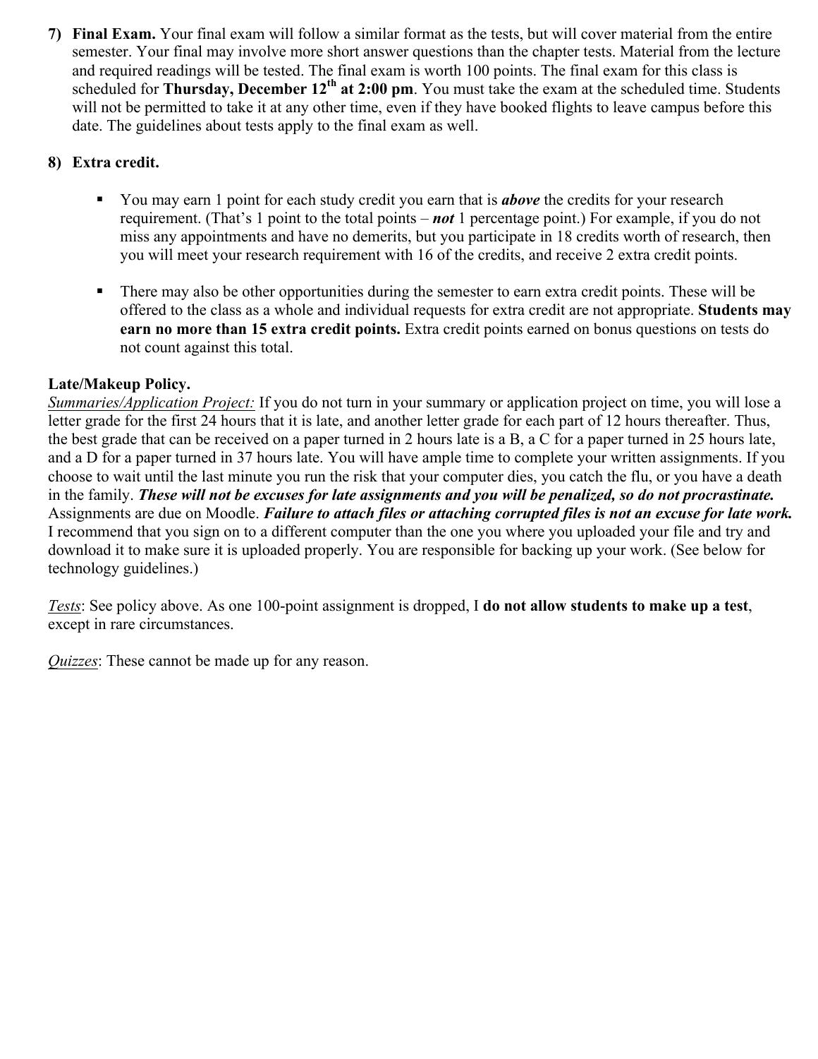7) **Final Exam.** Your final exam will follow a similar format as the tests, but will cover material from the entire semester. Your final may involve more short answer questions than the chapter tests. Material from the lecture and required readings will be tested. The final exam is worth 100 points. The final exam for this class is scheduled for **Thursday, December 12th at 2:00 pm**. You must take the exam at the scheduled time. Students will not be permitted to take it at any other time, even if they have booked flights to leave campus before this date. The guidelines about tests apply to the final exam as well.

8) **Extra credit.**

- You may earn 1 point for each study credit you earn that is ***above*** the credits for your research requirement. (That's 1 point to the total points – ***not*** 1 percentage point.) For example, if you do not miss any appointments and have no demerits, but you participate in 18 credits worth of research, then you will meet your research requirement with 16 of the credits, and receive 2 extra credit points.

- There may also be other opportunities during the semester to earn extra credit points. These will be offered to the class as a whole and individual requests for extra credit are not appropriate. **Students may earn no more than 15 extra credit points.** Extra credit points earned on bonus questions on tests do not count against this total.

**Late/Makeup Policy.**

*Summaries/Application Project:* If you do not turn in your summary or application project on time, you will lose a letter grade for the first 24 hours that it is late, and another letter grade for each part of 12 hours thereafter. Thus, the best grade that can be received on a paper turned in 2 hours late is a B, a C for a paper turned in 25 hours late, and a D for a paper turned in 37 hours late. You will have ample time to complete your written assignments. If you choose to wait until the last minute you run the risk that your computer dies, you catch the flu, or you have a death in the family. ***These will not be excuses for late assignments and you will be penalized, so do not procrastinate.*** Assignments are due on Moodle. ***Failure to attach files or attaching corrupted files is not an excuse for late work.*** I recommend that you sign on to a different computer than the one you where you uploaded your file and try and download it to make sure it is uploaded properly. You are responsible for backing up your work. (See below for technology guidelines.)

*Tests*: See policy above. As one 100-point assignment is dropped, I **do not allow students to make up a test**, except in rare circumstances.

*Quizzes*: These cannot be made up for any reason.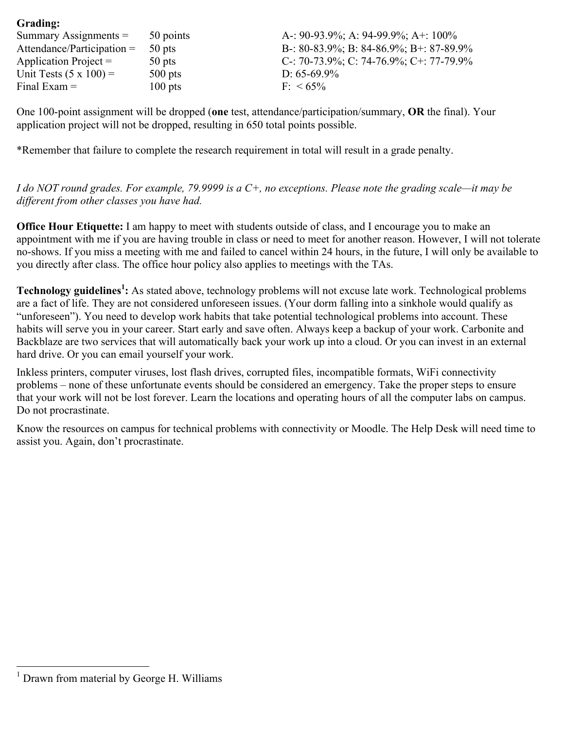**Grading:**

| | | |
|---|---|---|
| Summary Assignments = | 50 points | A-: 90-93.9%; A: 94-99.9%; A+: 100% |
| Attendance/Participation = | 50 pts | B-: 80-83.9%; B: 84-86.9%; B+: 87-89.9% |
| Application Project = | 50 pts | C-: 70-73.9%; C: 74-76.9%; C+: 77-79.9% |
| Unit Tests (5 x 100) = | 500 pts | D: 65-69.9% |
| Final Exam = | 100 pts | F: < 65% |

One 100-point assignment will be dropped (**one** test, attendance/participation/summary, **OR** the final). Your application project will not be dropped, resulting in 650 total points possible.

*Remember that failure to complete the research requirement in total will result in a grade penalty.

*I do NOT round grades. For example, 79.9999 is a C+, no exceptions. Please note the grading scale—it may be different from other classes you have had.*

**Office Hour Etiquette:** I am happy to meet with students outside of class, and I encourage you to make an appointment with me if you are having trouble in class or need to meet for another reason. However, I will not tolerate no-shows. If you miss a meeting with me and failed to cancel within 24 hours, in the future, I will only be available to you directly after class. The office hour policy also applies to meetings with the TAs.

**Technology guidelines[1]:** As stated above, technology problems will not excuse late work. Technological problems are a fact of life. They are not considered unforeseen issues. (Your dorm falling into a sinkhole would qualify as "unforeseen"). You need to develop work habits that take potential technological problems into account. These habits will serve you in your career. Start early and save often. Always keep a backup of your work. Carbonite and Backblaze are two services that will automatically back your work up into a cloud. Or you can invest in an external hard drive. Or you can email yourself your work.

Inkless printers, computer viruses, lost flash drives, corrupted files, incompatible formats, WiFi connectivity problems – none of these unfortunate events should be considered an emergency. Take the proper steps to ensure that your work will not be lost forever. Learn the locations and operating hours of all the computer labs on campus. Do not procrastinate.

Know the resources on campus for technical problems with connectivity or Moodle. The Help Desk will need time to assist you. Again, don't procrastinate.

---

[1] Drawn from material by George H. Williams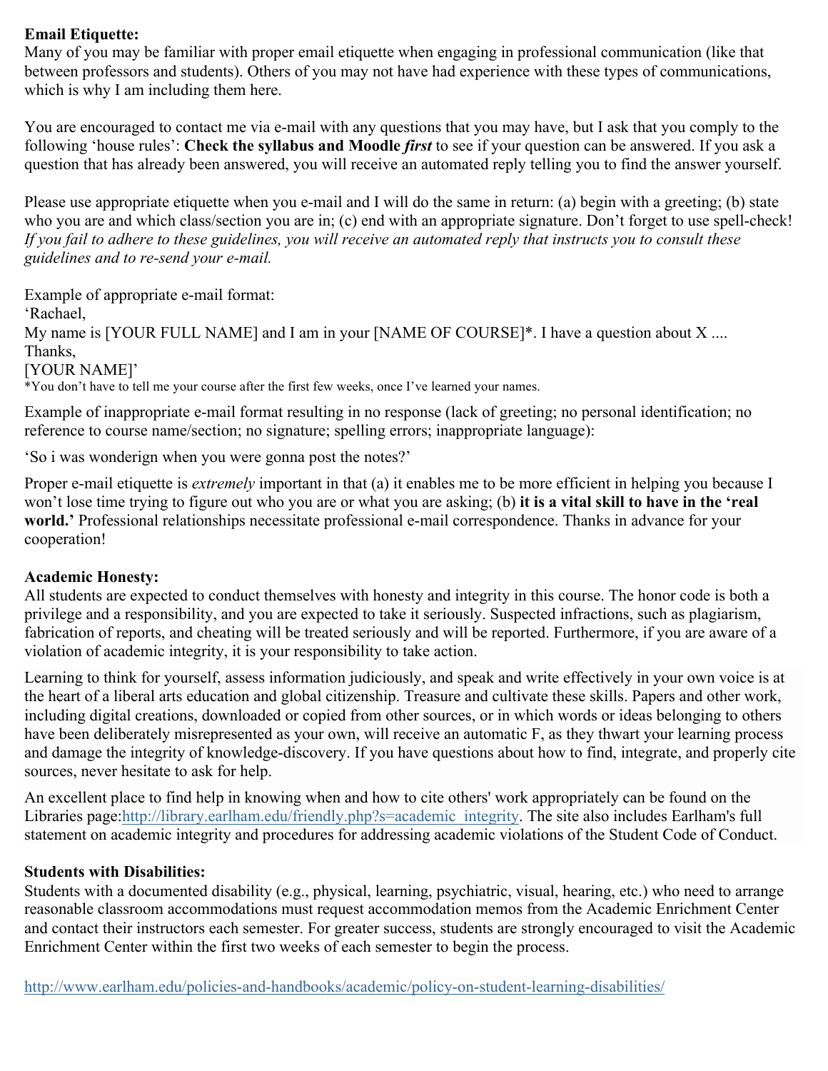**Email Etiquette:**
Many of you may be familiar with proper email etiquette when engaging in professional communication (like that between professors and students). Others of you may not have had experience with these types of communications, which is why I am including them here.

You are encouraged to contact me via e-mail with any questions that you may have, but I ask that you comply to the following 'house rules': **Check the syllabus and Moodle *first*** to see if your question can be answered. If you ask a question that has already been answered, you will receive an automated reply telling you to find the answer yourself.

Please use appropriate etiquette when you e-mail and I will do the same in return: (a) begin with a greeting; (b) state who you are and which class/section you are in; (c) end with an appropriate signature. Don't forget to use spell-check! *If you fail to adhere to these guidelines, you will receive an automated reply that instructs you to consult these guidelines and to re-send your e-mail.*

Example of appropriate e-mail format:
'Rachael,
My name is [YOUR FULL NAME] and I am in your [NAME OF COURSE]*. I have a question about X ....
Thanks,
[YOUR NAME]'
*You don't have to tell me your course after the first few weeks, once I've learned your names.

Example of inappropriate e-mail format resulting in no response (lack of greeting; no personal identification; no reference to course name/section; no signature; spelling errors; inappropriate language):

'So i was wonderign when you were gonna post the notes?'

Proper e-mail etiquette is *extremely* important in that (a) it enables me to be more efficient in helping you because I won't lose time trying to figure out who you are or what you are asking; (b) **it is a vital skill to have in the 'real world.'** Professional relationships necessitate professional e-mail correspondence. Thanks in advance for your cooperation!

**Academic Honesty:**
All students are expected to conduct themselves with honesty and integrity in this course. The honor code is both a privilege and a responsibility, and you are expected to take it seriously. Suspected infractions, such as plagiarism, fabrication of reports, and cheating will be treated seriously and will be reported. Furthermore, if you are aware of a violation of academic integrity, it is your responsibility to take action.

Learning to think for yourself, assess information judiciously, and speak and write effectively in your own voice is at the heart of a liberal arts education and global citizenship. Treasure and cultivate these skills. Papers and other work, including digital creations, downloaded or copied from other sources, or in which words or ideas belonging to others have been deliberately misrepresented as your own, will receive an automatic F, as they thwart your learning process and damage the integrity of knowledge-discovery. If you have questions about how to find, integrate, and properly cite sources, never hesitate to ask for help.

An excellent place to find help in knowing when and how to cite others' work appropriately can be found on the Libraries page:http://library.earlham.edu/friendly.php?s=academic_integrity. The site also includes Earlham's full statement on academic integrity and procedures for addressing academic violations of the Student Code of Conduct.

**Students with Disabilities:**
Students with a documented disability (e.g., physical, learning, psychiatric, visual, hearing, etc.) who need to arrange reasonable classroom accommodations must request accommodation memos from the Academic Enrichment Center and contact their instructors each semester. For greater success, students are strongly encouraged to visit the Academic Enrichment Center within the first two weeks of each semester to begin the process.

http://www.earlham.edu/policies-and-handbooks/academic/policy-on-student-learning-disabilities/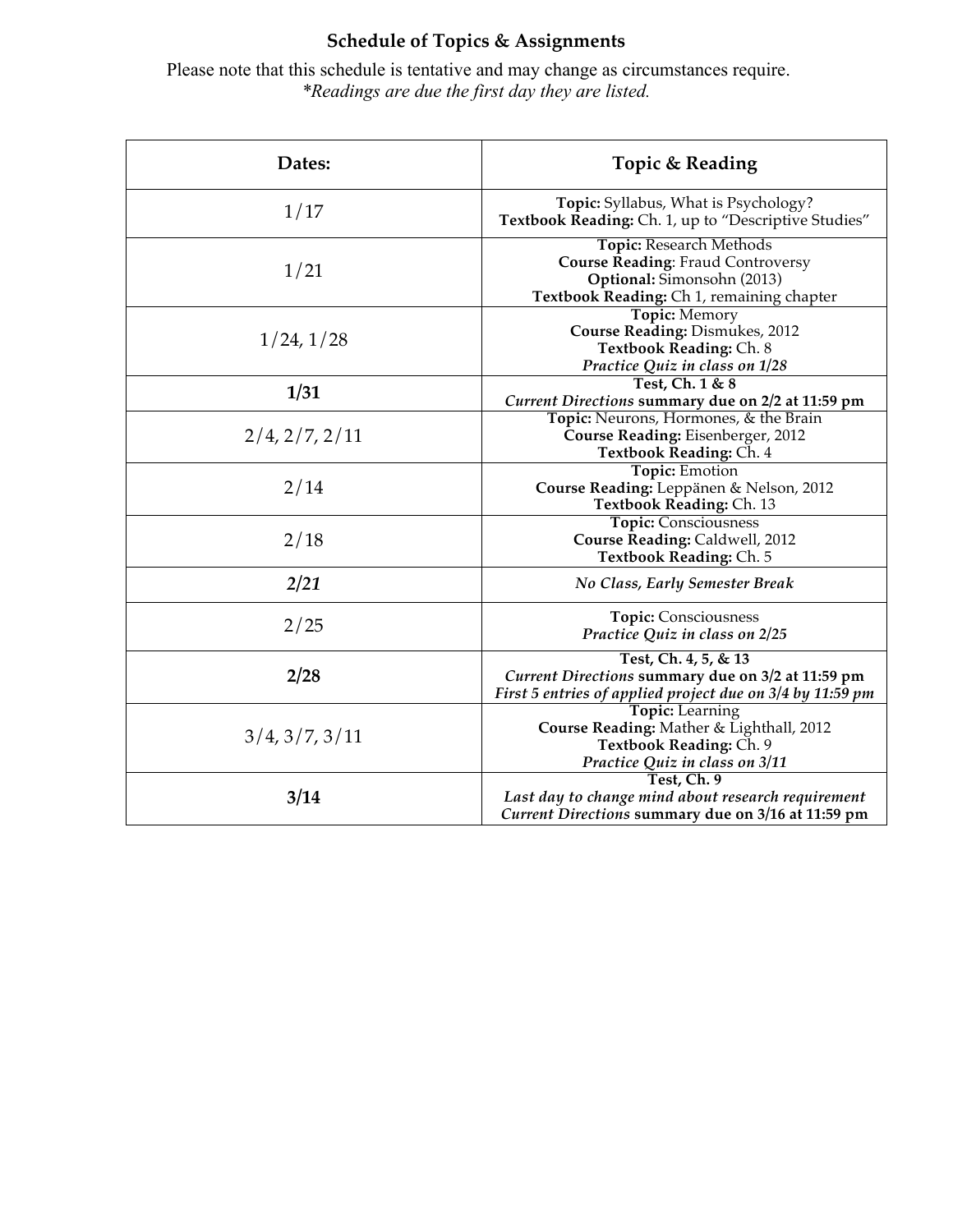## Schedule of Topics & Assignments

Please note that this schedule is tentative and may change as circumstances require.
*\*Readings are due the first day they are listed.*

| Dates: | Topic & Reading |
|---|---|
| 1/17 | **Topic:** Syllabus, What is Psychology?<br>**Textbook Reading:** Ch. 1, up to "Descriptive Studies" |
| 1/21 | **Topic:** Research Methods<br>**Course Reading**: Fraud Controversy<br>**Optional:** Simonsohn (2013)<br>**Textbook Reading:** Ch 1, remaining chapter |
| 1/24, 1/28 | **Topic:** Memory<br>**Course Reading:** Dismukes, 2012<br>**Textbook Reading:** Ch. 8<br>***Practice Quiz in class on 1/28*** |
| **1/31** | **Test, Ch. 1 & 8**<br>***Current Directions* summary due on 2/2 at 11:59 pm** |
| 2/4, 2/7, 2/11 | **Topic:** Neurons, Hormones, & the Brain<br>**Course Reading:** Eisenberger, 2012<br>**Textbook Reading:** Ch. 4 |
| 2/14 | **Topic:** Emotion<br>**Course Reading:** Leppänen & Nelson, 2012<br>**Textbook Reading:** Ch. 13 |
| 2/18 | **Topic:** Consciousness<br>**Course Reading:** Caldwell, 2012<br>**Textbook Reading:** Ch. 5 |
| ***2/21*** | ***No Class, Early Semester Break*** |
| 2/25 | **Topic:** Consciousness<br>***Practice Quiz in class on 2/25*** |
| **2/28** | **Test, Ch. 4, 5, & 13**<br>***Current Directions* summary due on 3/2 at 11:59 pm**<br>***First 5 entries of applied project due on 3/4 by 11:59 pm*** |
| 3/4, 3/7, 3/11 | **Topic:** Learning<br>**Course Reading:** Mather & Lighthall, 2012<br>**Textbook Reading:** Ch. 9<br>***Practice Quiz in class on 3/11*** |
| **3/14** | **Test, Ch. 9**<br>***Last day to change mind about research requirement***<br>***Current Directions* summary due on 3/16 at 11:59 pm** |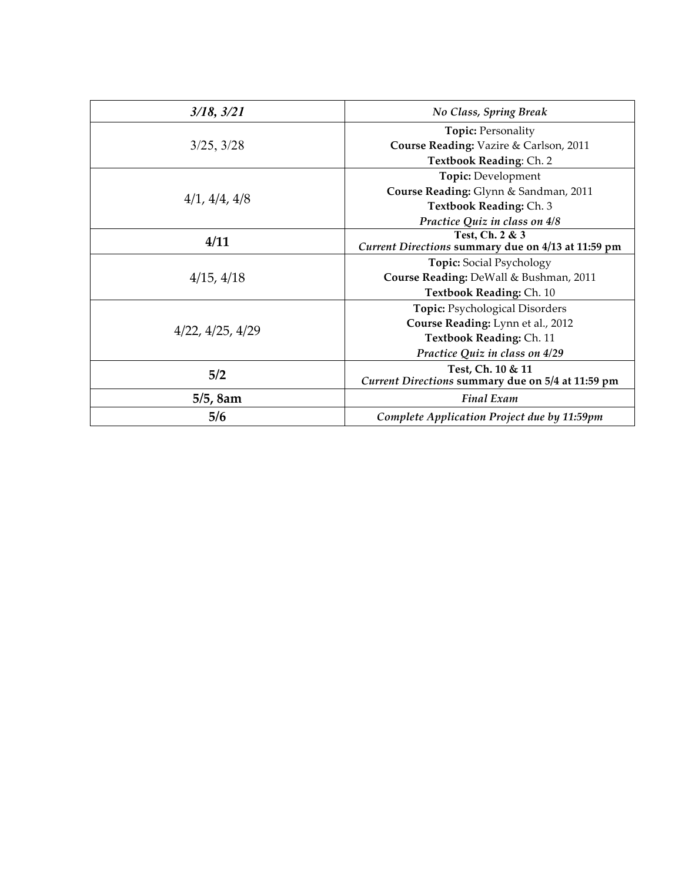| | |
|---|---|
| ***3/18, 3/21*** | ***No Class, Spring Break*** |
| 3/25, 3/28 | **Topic:** Personality<br>**Course Reading:** Vazire & Carlson, 2011<br>**Textbook Reading**: Ch. 2 |
| 4/1, 4/4, 4/8 | **Topic:** Development<br>**Course Reading:** Glynn & Sandman, 2011<br>**Textbook Reading:** Ch. 3<br>***Practice Quiz in class on 4/8*** |
| **4/11** | **Test, Ch. 2 & 3**<br>***Current Directions* summary due on 4/13 at 11:59 pm** |
| 4/15, 4/18 | **Topic:** Social Psychology<br>**Course Reading:** DeWall & Bushman, 2011<br>**Textbook Reading:** Ch. 10 |
| 4/22, 4/25, 4/29 | **Topic:** Psychological Disorders<br>**Course Reading:** Lynn et al., 2012<br>**Textbook Reading:** Ch. 11<br>***Practice Quiz in class on 4/29*** |
| **5/2** | **Test, Ch. 10 & 11**<br>***Current Directions* summary due on 5/4 at 11:59 pm** |
| **5/5, 8am** | *Final Exam* |
| **5/6** | ***Complete Application Project due by 11:59pm*** |